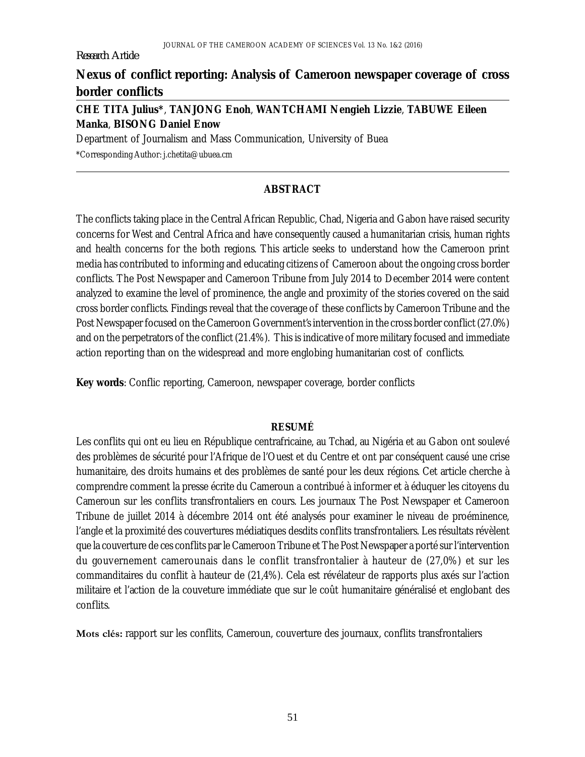*Research Article*

# Nexus of conflict reporting: Analysis of Cameroon newspaper coverage of cross border conflicts

**CHE TITA Julius***, **TANJONG Enoh**, **WANTCHAMI Nengieh Lizzie**, **TABUWE Eileen Manka**, **BISONG Daniel Enow**

Department of Journalism and Mass Communication, University of Buea

*Corresponding Author: j.chetita@ubuea.cm

## ABSTRACT

The conflicts taking place in the Central African Republic, Chad, Nigeria and Gabon have raised security concerns for West and Central Africa and have consequently caused a humanitarian crisis, human rights and health concerns for the both regions. This article seeks to understand how the Cameroon print media has contributed to informing and educating citizens of Cameroon about the ongoing cross border conflicts. The Post Newspaper and Cameroon Tribune from July 2014 to December 2014 were content analyzed to examine the level of prominence, the angle and proximity of the stories covered on the said cross border conflicts. Findings reveal that the coverage of these conflicts by Cameroon Tribune and the Post Newspaper focused on the Cameroon Government's intervention in the cross border conflict (27.0%) and on the perpetrators of the conflict (21.4%). This is indicative of more military focused and immediate action reporting than on the widespread and more englobing humanitarian cost of conflicts.

**Key words**: Conflic reporting, Cameroon, newspaper coverage, border conflicts

## RESUMÉ

Les conflits qui ont eu lieu en République centrafricaine, au Tchad, au Nigéria et au Gabon ont soulevé des problèmes de sécurité pour l'Afrique de l'Ouest et du Centre et ont par conséquent causé une crise humanitaire, des droits humains et des problèmes de santé pour les deux régions. Cet article cherche à comprendre comment la presse écrite du Cameroun a contribué à informer et à éduquer les citoyens du Cameroun sur les conflits transfrontaliers en cours. Les journaux The Post Newspaper et Cameroon Tribune de juillet 2014 à décembre 2014 ont été analysés pour examiner le niveau de proéminence, l'angle et la proximité des couvertures médiatiques desdits conflits transfrontaliers. Les résultats révèlent que la couverture de ces conflits par le Cameroon Tribune et The Post Newspaper a porté sur l'intervention du gouvernement camerounais dans le conflit transfrontalier à hauteur de (27,0%) et sur les commanditaires du conflit à hauteur de (21,4%). Cela est révélateur de rapports plus axés sur l'action militaire et l'action de la couveture immédiate que sur le coût humanitaire généralisé et englobant des conflits.

**Mots clés:** rapport sur les conflits, Cameroun, couverture des journaux, conflits transfrontaliers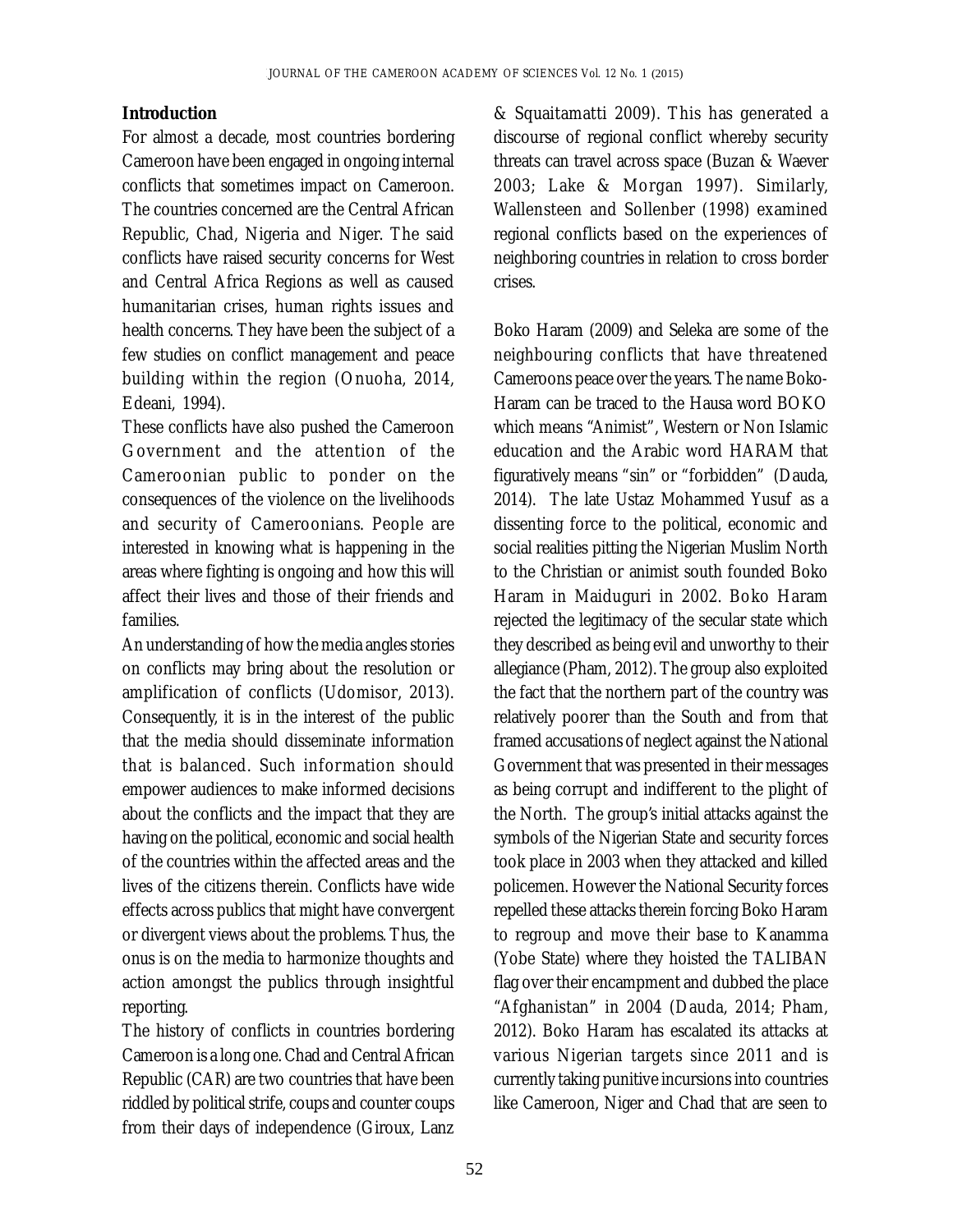## Introduction

For almost a decade, most countries bordering Cameroon have been engaged in ongoing internal conflicts that sometimes impact on Cameroon. The countries concerned are the Central African Republic, Chad, Nigeria and Niger. The said conflicts have raised security concerns for West and Central Africa Regions as well as caused humanitarian crises, human rights issues and health concerns. They have been the subject of a few studies on conflict management and peace building within the region (Onuoha, 2014, Edeani, 1994).

These conflicts have also pushed the Cameroon Government and the attention of the Cameroonian public to ponder on the consequences of the violence on the livelihoods and security of Cameroonians. People are interested in knowing what is happening in the areas where fighting is ongoing and how this will affect their lives and those of their friends and families.

An understanding of how the media angles stories on conflicts may bring about the resolution or amplification of conflicts (Udomisor, 2013). Consequently, it is in the interest of the public that the media should disseminate information that is balanced. Such information should empower audiences to make informed decisions about the conflicts and the impact that they are having on the political, economic and social health of the countries within the affected areas and the lives of the citizens therein. Conflicts have wide effects across publics that might have convergent or divergent views about the problems. Thus, the onus is on the media to harmonize thoughts and action amongst the publics through insightful reporting.

The history of conflicts in countries bordering Cameroon is a long one. Chad and Central African Republic (CAR) are two countries that have been riddled by political strife, coups and counter coups from their days of independence (Giroux, Lanz & Squaitamatti 2009). This has generated a discourse of regional conflict whereby security threats can travel across space (Buzan & Waever 2003; Lake & Morgan 1997). Similarly, Wallensteen and Sollenber (1998) examined regional conflicts based on the experiences of neighboring countries in relation to cross border crises.

Boko Haram (2009) and Seleka are some of the neighbouring conflicts that have threatened Cameroons peace over the years. The name Boko-Haram can be traced to the Hausa word BOKO which means "Animist", Western or Non Islamic education and the Arabic word HARAM that figuratively means "sin" or "forbidden" (Dauda, 2014). The late Ustaz Mohammed Yusuf as a dissenting force to the political, economic and social realities pitting the Nigerian Muslim North to the Christian or animist south founded Boko Haram in Maiduguri in 2002. Boko Haram rejected the legitimacy of the secular state which they described as being evil and unworthy to their allegiance (Pham, 2012). The group also exploited the fact that the northern part of the country was relatively poorer than the South and from that framed accusations of neglect against the National Government that was presented in their messages as being corrupt and indifferent to the plight of the North. The group's initial attacks against the symbols of the Nigerian State and security forces took place in 2003 when they attacked and killed policemen. However the National Security forces repelled these attacks therein forcing Boko Haram to regroup and move their base to Kanamma (Yobe State) where they hoisted the TALIBAN flag over their encampment and dubbed the place "Afghanistan" in 2004 (Dauda, 2014; Pham, 2012). Boko Haram has escalated its attacks at various Nigerian targets since 2011 and is currently taking punitive incursions into countries like Cameroon, Niger and Chad that are seen to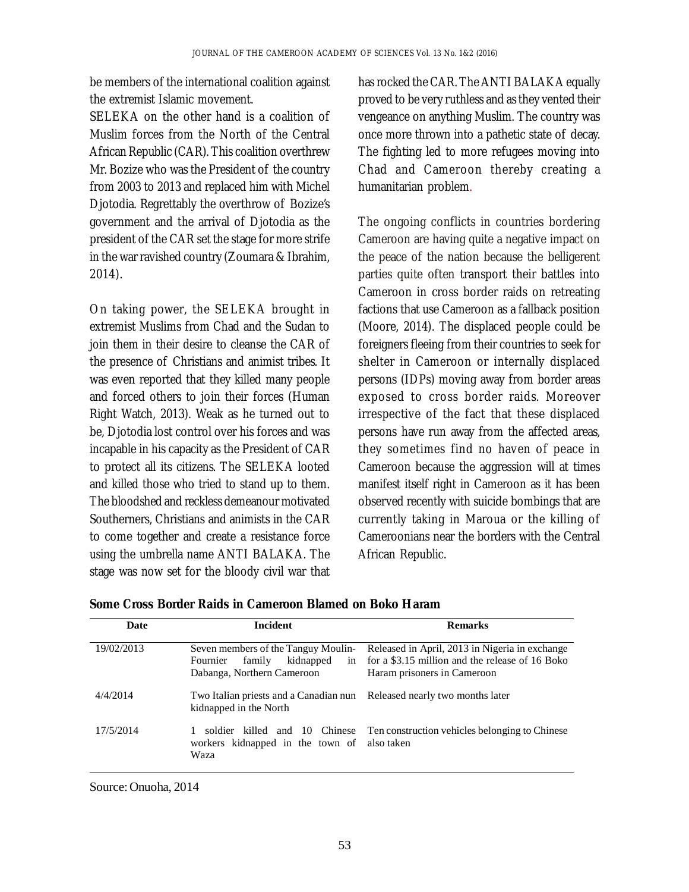be members of the international coalition against the extremist Islamic movement.

SELEKA on the other hand is a coalition of Muslim forces from the North of the Central African Republic (CAR). This coalition overthrew Mr. Bozize who was the President of the country from 2003 to 2013 and replaced him with Michel Djotodia. Regrettably the overthrow of Bozize's government and the arrival of Djotodia as the president of the CAR set the stage for more strife in the war ravished country (Zoumara & Ibrahim, 2014).

On taking power, the SELEKA brought in extremist Muslims from Chad and the Sudan to join them in their desire to cleanse the CAR of the presence of Christians and animist tribes. It was even reported that they killed many people and forced others to join their forces (Human Right Watch, 2013). Weak as he turned out to be, Djotodia lost control over his forces and was incapable in his capacity as the President of CAR to protect all its citizens. The SELEKA looted and killed those who tried to stand up to them. The bloodshed and reckless demeanour motivated Southerners, Christians and animists in the CAR to come together and create a resistance force using the umbrella name ANTI BALAKA. The stage was now set for the bloody civil war that has rocked the CAR. The ANTI BALAKA equally proved to be very ruthless and as they vented their vengeance on anything Muslim. The country was once more thrown into a pathetic state of decay. The fighting led to more refugees moving into Chad and Cameroon thereby creating a humanitarian problem.

The ongoing conflicts in countries bordering Cameroon are having quite a negative impact on the peace of the nation because the belligerent parties quite often transport their battles into Cameroon in cross border raids on retreating factions that use Cameroon as a fallback position (Moore, 2014). The displaced people could be foreigners fleeing from their countries to seek for shelter in Cameroon or internally displaced persons (IDPs) moving away from border areas exposed to cross border raids. Moreover irrespective of the fact that these displaced persons have run away from the affected areas, they sometimes find no haven of peace in Cameroon because the aggression will at times manifest itself right in Cameroon as it has been observed recently with suicide bombings that are currently taking in Maroua or the killing of Cameroonians near the borders with the Central African Republic.

**Some Cross Border Raids in Cameroon Blamed on Boko Haram**

| Date | Incident | Remarks |
|---|---|---|
| 19/02/2013 | Seven members of the Tanguy Moulin-Fournier family kidnapped in Dabanga, Northern Cameroon | Released in April, 2013 in Nigeria in exchange for a $3.15 million and the release of 16 Boko Haram prisoners in Cameroon |
| 4/4/2014 | Two Italian priests and a Canadian nun kidnapped in the North | Released nearly two months later |
| 17/5/2014 | 1 soldier killed and 10 Chinese workers kidnapped in the town of Waza | Ten construction vehicles belonging to Chinese also taken |

Source: Onuoha, 2014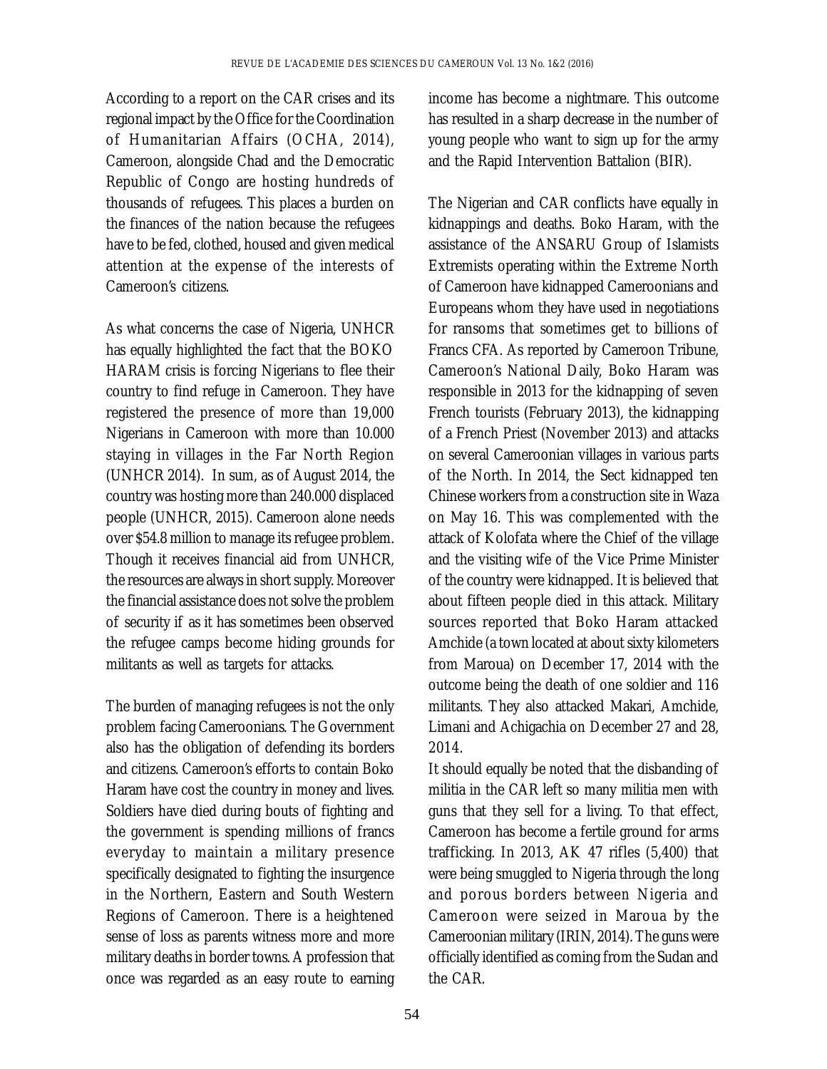According to a report on the CAR crises and its regional impact by the Office for the Coordination of Humanitarian Affairs (OCHA, 2014), Cameroon, alongside Chad and the Democratic Republic of Congo are hosting hundreds of thousands of refugees. This places a burden on the finances of the nation because the refugees have to be fed, clothed, housed and given medical attention at the expense of the interests of Cameroon's citizens.

As what concerns the case of Nigeria, UNHCR has equally highlighted the fact that the BOKO HARAM crisis is forcing Nigerians to flee their country to find refuge in Cameroon. They have registered the presence of more than 19,000 Nigerians in Cameroon with more than 10.000 staying in villages in the Far North Region (UNHCR 2014). In sum, as of August 2014, the country was hosting more than 240.000 displaced people (UNHCR, 2015). Cameroon alone needs over $54.8 million to manage its refugee problem. Though it receives financial aid from UNHCR, the resources are always in short supply. Moreover the financial assistance does not solve the problem of security if as it has sometimes been observed the refugee camps become hiding grounds for militants as well as targets for attacks.

The burden of managing refugees is not the only problem facing Cameroonians. The Government also has the obligation of defending its borders and citizens. Cameroon's efforts to contain Boko Haram have cost the country in money and lives. Soldiers have died during bouts of fighting and the government is spending millions of francs everyday to maintain a military presence specifically designated to fighting the insurgence in the Northern, Eastern and South Western Regions of Cameroon. There is a heightened sense of loss as parents witness more and more military deaths in border towns. A profession that once was regarded as an easy route to earning income has become a nightmare. This outcome has resulted in a sharp decrease in the number of young people who want to sign up for the army and the Rapid Intervention Battalion (BIR).

The Nigerian and CAR conflicts have equally in kidnappings and deaths. Boko Haram, with the assistance of the ANSARU Group of Islamists Extremists operating within the Extreme North of Cameroon have kidnapped Cameroonians and Europeans whom they have used in negotiations for ransoms that sometimes get to billions of Francs CFA. As reported by Cameroon Tribune, Cameroon's National Daily, Boko Haram was responsible in 2013 for the kidnapping of seven French tourists (February 2013), the kidnapping of a French Priest (November 2013) and attacks on several Cameroonian villages in various parts of the North. In 2014, the Sect kidnapped ten Chinese workers from a construction site in Waza on May 16. This was complemented with the attack of Kolofata where the Chief of the village and the visiting wife of the Vice Prime Minister of the country were kidnapped. It is believed that about fifteen people died in this attack. Military sources reported that Boko Haram attacked Amchide (a town located at about sixty kilometers from Maroua) on December 17, 2014 with the outcome being the death of one soldier and 116 militants. They also attacked Makari, Amchide, Limani and Achigachia on December 27 and 28, 2014.

It should equally be noted that the disbanding of militia in the CAR left so many militia men with guns that they sell for a living. To that effect, Cameroon has become a fertile ground for arms trafficking. In 2013, AK 47 rifles (5,400) that were being smuggled to Nigeria through the long and porous borders between Nigeria and Cameroon were seized in Maroua by the Cameroonian military (IRIN, 2014). The guns were officially identified as coming from the Sudan and the CAR.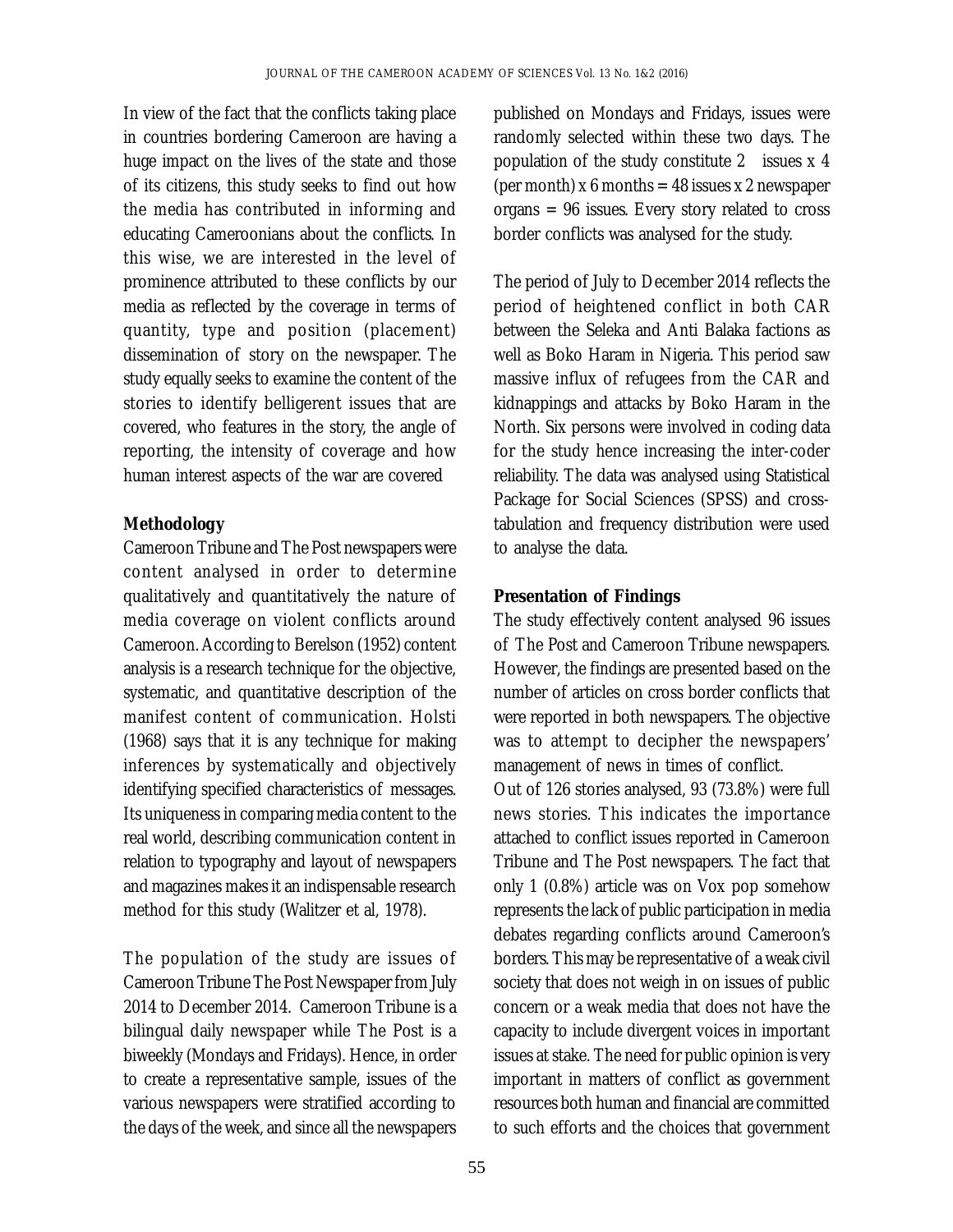In view of the fact that the conflicts taking place in countries bordering Cameroon are having a huge impact on the lives of the state and those of its citizens, this study seeks to find out how the media has contributed in informing and educating Cameroonians about the conflicts. In this wise, we are interested in the level of prominence attributed to these conflicts by our media as reflected by the coverage in terms of quantity, type and position (placement) dissemination of story on the newspaper. The study equally seeks to examine the content of the stories to identify belligerent issues that are covered, who features in the story, the angle of reporting, the intensity of coverage and how human interest aspects of the war are covered

**Methodology**

Cameroon Tribune and The Post newspapers were content analysed in order to determine qualitatively and quantitatively the nature of media coverage on violent conflicts around Cameroon. According to Berelson (1952) content analysis is a research technique for the objective, systematic, and quantitative description of the manifest content of communication. Holsti (1968) says that it is any technique for making inferences by systematically and objectively identifying specified characteristics of messages. Its uniqueness in comparing media content to the real world, describing communication content in relation to typography and layout of newspapers and magazines makes it an indispensable research method for this study (Walitzer et al, 1978).

The population of the study are issues of Cameroon Tribune The Post Newspaper from July 2014 to December 2014. Cameroon Tribune is a bilingual daily newspaper while The Post is a biweekly (Mondays and Fridays). Hence, in order to create a representative sample, issues of the various newspapers were stratified according to the days of the week, and since all the newspapers published on Mondays and Fridays, issues were randomly selected within these two days. The population of the study constitute 2 issues x 4 (per month) x 6 months = 48 issues x 2 newspaper organs = 96 issues. Every story related to cross border conflicts was analysed for the study.

The period of July to December 2014 reflects the period of heightened conflict in both CAR between the Seleka and Anti Balaka factions as well as Boko Haram in Nigeria. This period saw massive influx of refugees from the CAR and kidnappings and attacks by Boko Haram in the North. Six persons were involved in coding data for the study hence increasing the inter-coder reliability. The data was analysed using Statistical Package for Social Sciences (SPSS) and cross-tabulation and frequency distribution were used to analyse the data.

**Presentation of Findings**

The study effectively content analysed 96 issues of The Post and Cameroon Tribune newspapers. However, the findings are presented based on the number of articles on cross border conflicts that were reported in both newspapers. The objective was to attempt to decipher the newspapers' management of news in times of conflict.

Out of 126 stories analysed, 93 (73.8%) were full news stories. This indicates the importance attached to conflict issues reported in Cameroon Tribune and The Post newspapers. The fact that only 1 (0.8%) article was on Vox pop somehow represents the lack of public participation in media debates regarding conflicts around Cameroon's borders. This may be representative of a weak civil society that does not weigh in on issues of public concern or a weak media that does not have the capacity to include divergent voices in important issues at stake. The need for public opinion is very important in matters of conflict as government resources both human and financial are committed to such efforts and the choices that government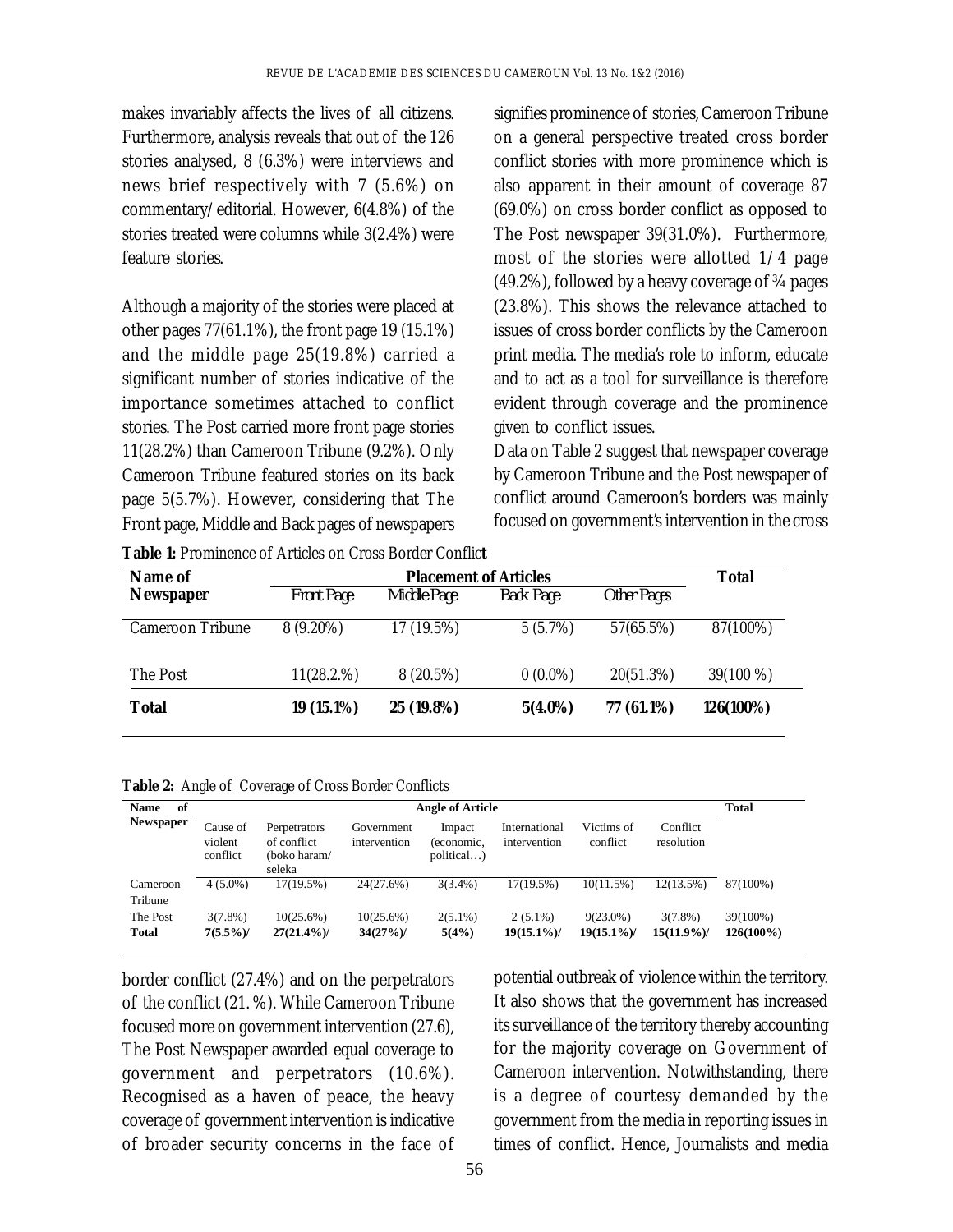makes invariably affects the lives of all citizens. Furthermore, analysis reveals that out of the 126 stories analysed, 8 (6.3%) were interviews and news brief respectively with 7 (5.6%) on commentary/editorial. However, 6(4.8%) of the stories treated were columns while 3(2.4%) were feature stories.

Although a majority of the stories were placed at other pages 77(61.1%), the front page 19 (15.1%) and the middle page 25(19.8%) carried a significant number of stories indicative of the importance sometimes attached to conflict stories. The Post carried more front page stories 11(28.2%) than Cameroon Tribune (9.2%). Only Cameroon Tribune featured stories on its back page 5(5.7%). However, considering that The Front page, Middle and Back pages of newspapers signifies prominence of stories, Cameroon Tribune on a general perspective treated cross border conflict stories with more prominence which is also apparent in their amount of coverage 87 (69.0%) on cross border conflict as opposed to The Post newspaper 39(31.0%). Furthermore, most of the stories were allotted 1/4 page (49.2%), followed by a heavy coverage of ¾ pages (23.8%). This shows the relevance attached to issues of cross border conflicts by the Cameroon print media. The media's role to inform, educate and to act as a tool for surveillance is therefore evident through coverage and the prominence given to conflict issues.

Data on Table 2 suggest that newspaper coverage by Cameroon Tribune and the Post newspaper of conflict around Cameroon's borders was mainly focused on government's intervention in the cross border conflict (27.4%) and on the perpetrators of the conflict (21. %). While Cameroon Tribune focused more on government intervention (27.6), The Post Newspaper awarded equal coverage to government and perpetrators (10.6%). Recognised as a haven of peace, the heavy coverage of government intervention is indicative of broader security concerns in the face of potential outbreak of violence within the territory. It also shows that the government has increased its surveillance of the territory thereby accounting for the majority coverage on Government of Cameroon intervention. Notwithstanding, there is a degree of courtesy demanded by the government from the media in reporting issues in times of conflict. Hence, Journalists and media

**Table 1:** Prominence of Articles on Cross Border Conflict

| Name of Newspaper | Placement of Articles | | | | Total |
|---|---|---|---|---|---|
| | Front Page | Middle Page | Back Page | Other Pages | |
| Cameroon Tribune | 8 (9.20%) | 17 (19.5%) | 5 (5.7%) | 57(65.5%) | 87(100%) |
| The Post | 11(28.2.%) | 8 (20.5%) | 0 (0.0%) | 20(51.3%) | 39(100 %) |
| **Total** | **19 (15.1%)** | **25 (19.8%)** | **5(4.0%)** | **77 (61.1%)** | **126(100%)** |

**Table 2:** Angle of Coverage of Cross Border Conflicts

| Name of Newspaper | Angle of Article | | | | | | | Total |
|---|---|---|---|---|---|---|---|---|
| | Cause of violent conflict | Perpetrators of conflict (boko haram/ seleka | Government intervention | Impact (economic, political…) | International intervention | Victims of conflict | Conflict resolution | |
| Cameroon Tribune | 4 (5.0%) | 17(19.5%) | 24(27.6%) | 3(3.4%) | 17(19.5%) | 10(11.5%) | 12(13.5%) | 87(100%) |
| The Post | 3(7.8%) | 10(25.6%) | 10(25.6%) | 2(5.1%) | 2 (5.1%) | 9(23.0%) | 3(7.8%) | 39(100%) |
| **Total** | **7(5.5%)/** | **27(21.4%)/** | **34(27%)/** | **5(4%)** | **19(15.1%)/** | **19(15.1%)/** | **15(11.9%)/** | **126(100%)** |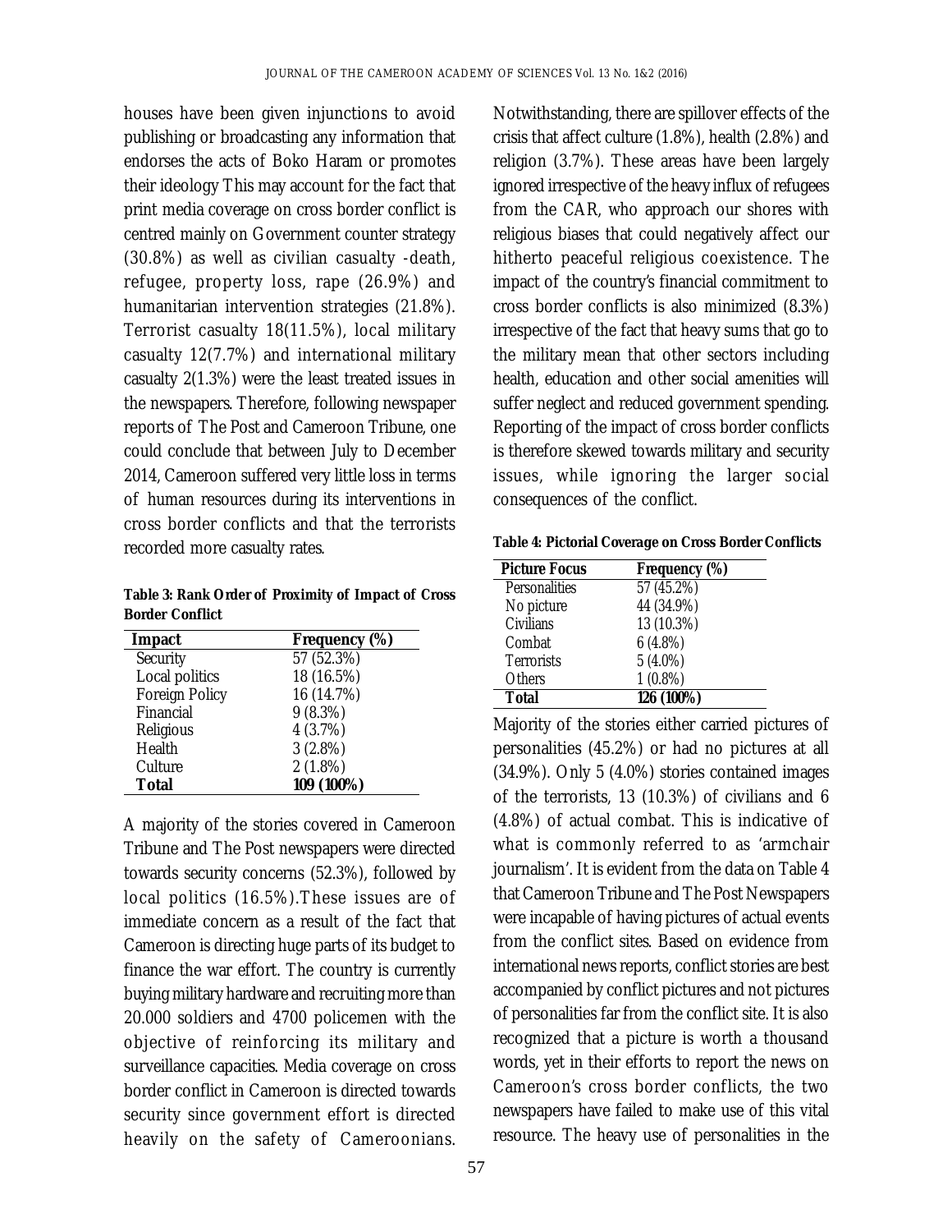houses have been given injunctions to avoid publishing or broadcasting any information that endorses the acts of Boko Haram or promotes their ideology This may account for the fact that print media coverage on cross border conflict is centred mainly on Government counter strategy (30.8%) as well as civilian casualty -death, refugee, property loss, rape (26.9%) and humanitarian intervention strategies (21.8%). Terrorist casualty 18(11.5%), local military casualty 12(7.7%) and international military casualty 2(1.3%) were the least treated issues in the newspapers. Therefore, following newspaper reports of The Post and Cameroon Tribune, one could conclude that between July to December 2014, Cameroon suffered very little loss in terms of human resources during its interventions in cross border conflicts and that the terrorists recorded more casualty rates.

**Table 3: Rank Order of Proximity of Impact of Cross Border Conflict**

| Impact | Frequency (%) |
|---|---|
| Security | 57 (52.3%) |
| Local politics | 18 (16.5%) |
| Foreign Policy | 16 (14.7%) |
| Financial | 9 (8.3%) |
| Religious | 4 (3.7%) |
| Health | 3 (2.8%) |
| Culture | 2 (1.8%) |
| **Total** | **109 (100%)** |

A majority of the stories covered in Cameroon Tribune and The Post newspapers were directed towards security concerns (52.3%), followed by local politics (16.5%).These issues are of immediate concern as a result of the fact that Cameroon is directing huge parts of its budget to finance the war effort. The country is currently buying military hardware and recruiting more than 20.000 soldiers and 4700 policemen with the objective of reinforcing its military and surveillance capacities. Media coverage on cross border conflict in Cameroon is directed towards security since government effort is directed heavily on the safety of Cameroonians. Notwithstanding, there are spillover effects of the crisis that affect culture (1.8%), health (2.8%) and religion (3.7%). These areas have been largely ignored irrespective of the heavy influx of refugees from the CAR, who approach our shores with religious biases that could negatively affect our hitherto peaceful religious coexistence. The impact of the country's financial commitment to cross border conflicts is also minimized (8.3%) irrespective of the fact that heavy sums that go to the military mean that other sectors including health, education and other social amenities will suffer neglect and reduced government spending. Reporting of the impact of cross border conflicts is therefore skewed towards military and security issues, while ignoring the larger social consequences of the conflict.

**Table 4: Pictorial Coverage on Cross Border Conflicts**

| Picture Focus | Frequency (%) |
|---|---|
| Personalities | 57 (45.2%) |
| No picture | 44 (34.9%) |
| Civilians | 13 (10.3%) |
| Combat | 6 (4.8%) |
| Terrorists | 5 (4.0%) |
| Others | 1 (0.8%) |
| **Total** | **126 (100%)** |

Majority of the stories either carried pictures of personalities (45.2%) or had no pictures at all (34.9%). Only 5 (4.0%) stories contained images of the terrorists, 13 (10.3%) of civilians and 6 (4.8%) of actual combat. This is indicative of what is commonly referred to as 'armchair journalism'. It is evident from the data on Table 4 that Cameroon Tribune and The Post Newspapers were incapable of having pictures of actual events from the conflict sites. Based on evidence from international news reports, conflict stories are best accompanied by conflict pictures and not pictures of personalities far from the conflict site. It is also recognized that a picture is worth a thousand words, yet in their efforts to report the news on Cameroon's cross border conflicts, the two newspapers have failed to make use of this vital resource. The heavy use of personalities in the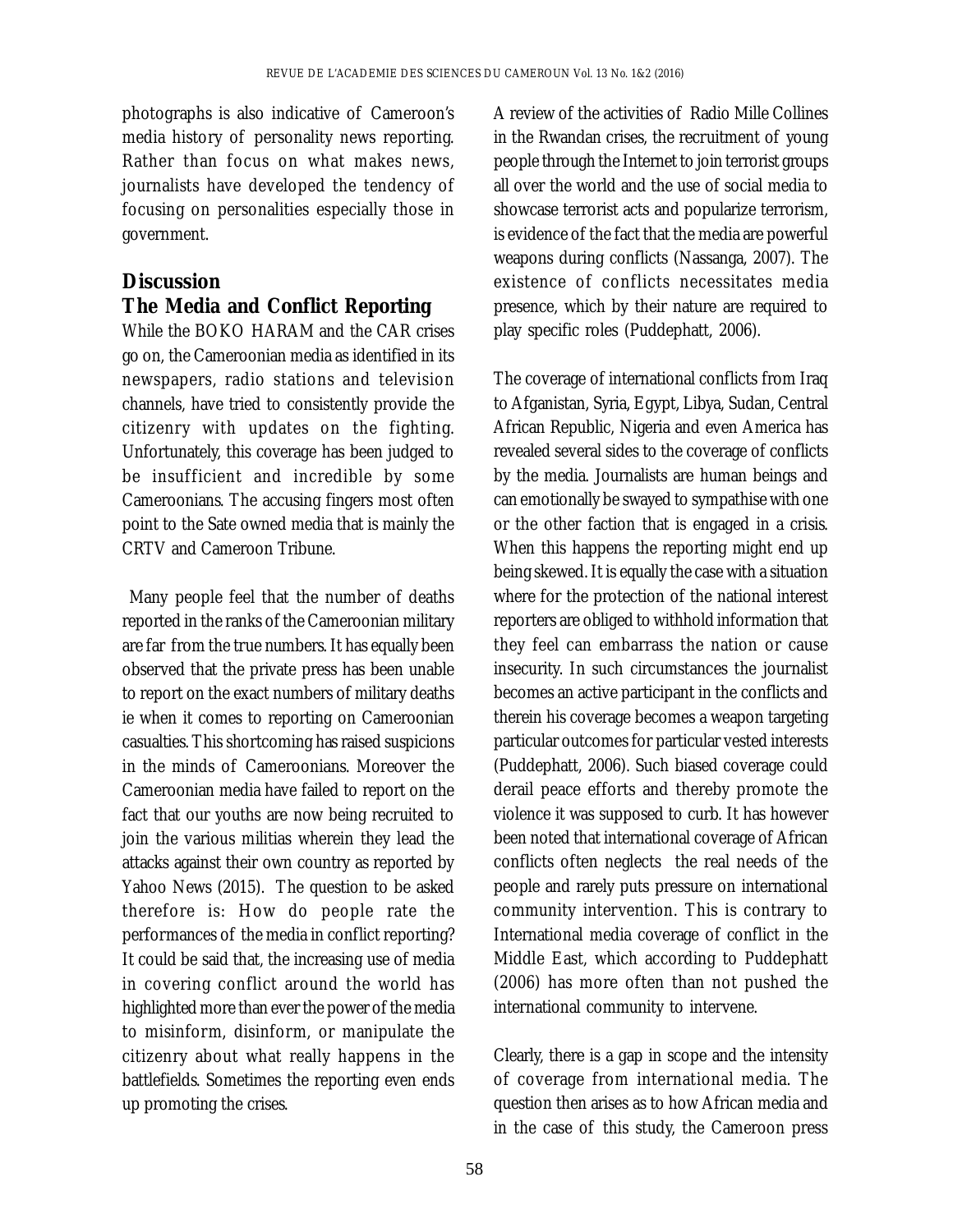photographs is also indicative of Cameroon's media history of personality news reporting. Rather than focus on what makes news, journalists have developed the tendency of focusing on personalities especially those in government.

## Discussion

### The Media and Conflict Reporting

While the BOKO HARAM and the CAR crises go on, the Cameroonian media as identified in its newspapers, radio stations and television channels, have tried to consistently provide the citizenry with updates on the fighting. Unfortunately, this coverage has been judged to be insufficient and incredible by some Cameroonians. The accusing fingers most often point to the Sate owned media that is mainly the CRTV and Cameroon Tribune.

Many people feel that the number of deaths reported in the ranks of the Cameroonian military are far from the true numbers. It has equally been observed that the private press has been unable to report on the exact numbers of military deaths ie when it comes to reporting on Cameroonian casualties. This shortcoming has raised suspicions in the minds of Cameroonians. Moreover the Cameroonian media have failed to report on the fact that our youths are now being recruited to join the various militias wherein they lead the attacks against their own country as reported by Yahoo News (2015). The question to be asked therefore is: How do people rate the performances of the media in conflict reporting? It could be said that, the increasing use of media in covering conflict around the world has highlighted more than ever the power of the media to misinform, disinform, or manipulate the citizenry about what really happens in the battlefields. Sometimes the reporting even ends up promoting the crises.

A review of the activities of Radio Mille Collines in the Rwandan crises, the recruitment of young people through the Internet to join terrorist groups all over the world and the use of social media to showcase terrorist acts and popularize terrorism, is evidence of the fact that the media are powerful weapons during conflicts (Nassanga, 2007). The existence of conflicts necessitates media presence, which by their nature are required to play specific roles (Puddephatt, 2006).

The coverage of international conflicts from Iraq to Afganistan, Syria, Egypt, Libya, Sudan, Central African Republic, Nigeria and even America has revealed several sides to the coverage of conflicts by the media. Journalists are human beings and can emotionally be swayed to sympathise with one or the other faction that is engaged in a crisis. When this happens the reporting might end up being skewed. It is equally the case with a situation where for the protection of the national interest reporters are obliged to withhold information that they feel can embarrass the nation or cause insecurity. In such circumstances the journalist becomes an active participant in the conflicts and therein his coverage becomes a weapon targeting particular outcomes for particular vested interests (Puddephatt, 2006). Such biased coverage could derail peace efforts and thereby promote the violence it was supposed to curb. It has however been noted that international coverage of African conflicts often neglects the real needs of the people and rarely puts pressure on international community intervention. This is contrary to International media coverage of conflict in the Middle East, which according to Puddephatt (2006) has more often than not pushed the international community to intervene.

Clearly, there is a gap in scope and the intensity of coverage from international media. The question then arises as to how African media and in the case of this study, the Cameroon press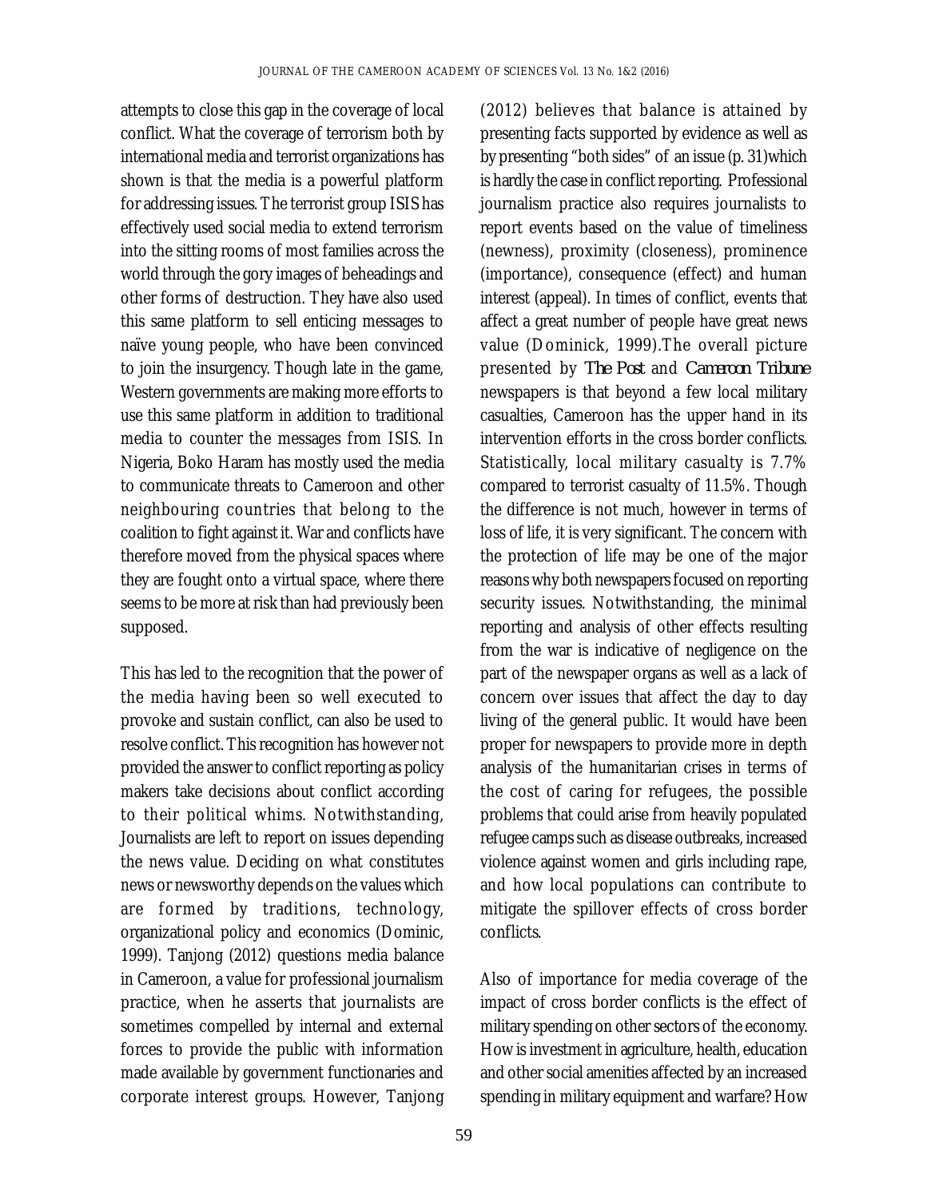attempts to close this gap in the coverage of local conflict. What the coverage of terrorism both by international media and terrorist organizations has shown is that the media is a powerful platform for addressing issues. The terrorist group ISIS has effectively used social media to extend terrorism into the sitting rooms of most families across the world through the gory images of beheadings and other forms of destruction. They have also used this same platform to sell enticing messages to naïve young people, who have been convinced to join the insurgency. Though late in the game, Western governments are making more efforts to use this same platform in addition to traditional media to counter the messages from ISIS. In Nigeria, Boko Haram has mostly used the media to communicate threats to Cameroon and other neighbouring countries that belong to the coalition to fight against it. War and conflicts have therefore moved from the physical spaces where they are fought onto a virtual space, where there seems to be more at risk than had previously been supposed.

This has led to the recognition that the power of the media having been so well executed to provoke and sustain conflict, can also be used to resolve conflict. This recognition has however not provided the answer to conflict reporting as policy makers take decisions about conflict according to their political whims. Notwithstanding, Journalists are left to report on issues depending the news value. Deciding on what constitutes news or newsworthy depends on the values which are formed by traditions, technology, organizational policy and economics (Dominic, 1999). Tanjong (2012) questions media balance in Cameroon, a value for professional journalism practice, when he asserts that journalists are sometimes compelled by internal and external forces to provide the public with information made available by government functionaries and corporate interest groups. However, Tanjong (2012) believes that balance is attained by presenting facts supported by evidence as well as by presenting "both sides" of an issue (p. 31)which is hardly the case in conflict reporting. Professional journalism practice also requires journalists to report events based on the value of timeliness (newness), proximity (closeness), prominence (importance), consequence (effect) and human interest (appeal). In times of conflict, events that affect a great number of people have great news value (Dominick, 1999).The overall picture presented by *The Post* and *Cameroon Tribune* newspapers is that beyond a few local military casualties, Cameroon has the upper hand in its intervention efforts in the cross border conflicts. Statistically, local military casualty is 7.7% compared to terrorist casualty of 11.5%. Though the difference is not much, however in terms of loss of life, it is very significant. The concern with the protection of life may be one of the major reasons why both newspapers focused on reporting security issues. Notwithstanding, the minimal reporting and analysis of other effects resulting from the war is indicative of negligence on the part of the newspaper organs as well as a lack of concern over issues that affect the day to day living of the general public. It would have been proper for newspapers to provide more in depth analysis of the humanitarian crises in terms of the cost of caring for refugees, the possible problems that could arise from heavily populated refugee camps such as disease outbreaks, increased violence against women and girls including rape, and how local populations can contribute to mitigate the spillover effects of cross border conflicts.

Also of importance for media coverage of the impact of cross border conflicts is the effect of military spending on other sectors of the economy. How is investment in agriculture, health, education and other social amenities affected by an increased spending in military equipment and warfare? How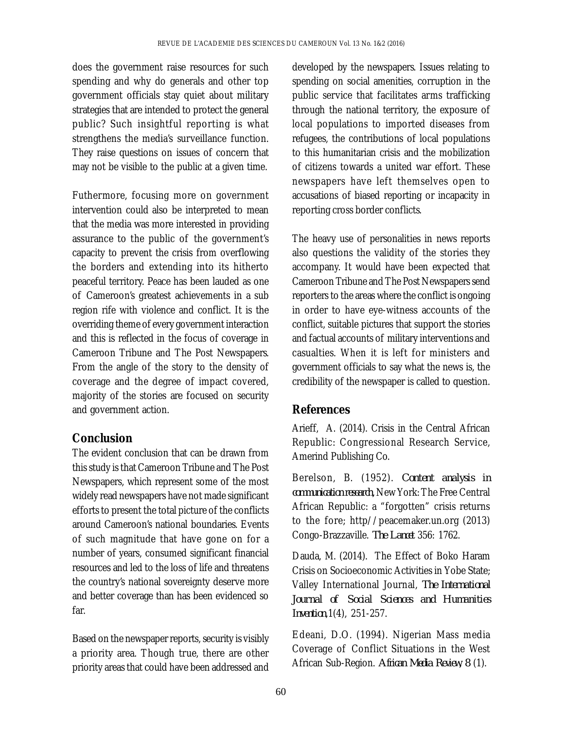does the government raise resources for such spending and why do generals and other top government officials stay quiet about military strategies that are intended to protect the general public? Such insightful reporting is what strengthens the media's surveillance function. They raise questions on issues of concern that may not be visible to the public at a given time.

Futhermore, focusing more on government intervention could also be interpreted to mean that the media was more interested in providing assurance to the public of the government's capacity to prevent the crisis from overflowing the borders and extending into its hitherto peaceful territory. Peace has been lauded as one of Cameroon's greatest achievements in a sub region rife with violence and conflict. It is the overriding theme of every government interaction and this is reflected in the focus of coverage in Cameroon Tribune and The Post Newspapers. From the angle of the story to the density of coverage and the degree of impact covered, majority of the stories are focused on security and government action.

## Conclusion

The evident conclusion that can be drawn from this study is that Cameroon Tribune and The Post Newspapers, which represent some of the most widely read newspapers have not made significant efforts to present the total picture of the conflicts around Cameroon's national boundaries. Events of such magnitude that have gone on for a number of years, consumed significant financial resources and led to the loss of life and threatens the country's national sovereignty deserve more and better coverage than has been evidenced so far.

Based on the newspaper reports, security is visibly a priority area. Though true, there are other priority areas that could have been addressed and developed by the newspapers. Issues relating to spending on social amenities, corruption in the public service that facilitates arms trafficking through the national territory, the exposure of local populations to imported diseases from refugees, the contributions of local populations to this humanitarian crisis and the mobilization of citizens towards a united war effort. These newspapers have left themselves open to accusations of biased reporting or incapacity in reporting cross border conflicts.

The heavy use of personalities in news reports also questions the validity of the stories they accompany. It would have been expected that Cameroon Tribune and The Post Newspapers send reporters to the areas where the conflict is ongoing in order to have eye-witness accounts of the conflict, suitable pictures that support the stories and factual accounts of military interventions and casualties. When it is left for ministers and government officials to say what the news is, the credibility of the newspaper is called to question.

## References

Arieff, A. (2014). Crisis in the Central African Republic: Congressional Research Service, Amerind Publishing Co.

Berelson, B. (1952). *Content analysis in communication research,* New York: The Free Central African Republic: a "forgotten" crisis returns to the fore; http//peacemaker.un.org (2013) Congo-Brazzaville. *The Lancet* 356: 1762.

Dauda, M. (2014). The Effect of Boko Haram Crisis on Socioeconomic Activities in Yobe State; Valley International Journal, *The International Journal of Social Sciences and Humanities Invention,*1(4), 251-257.

Edeani, D.O. (1994). Nigerian Mass media Coverage of Conflict Situations in the West African Sub-Region. *African Media Review,* 8 (1).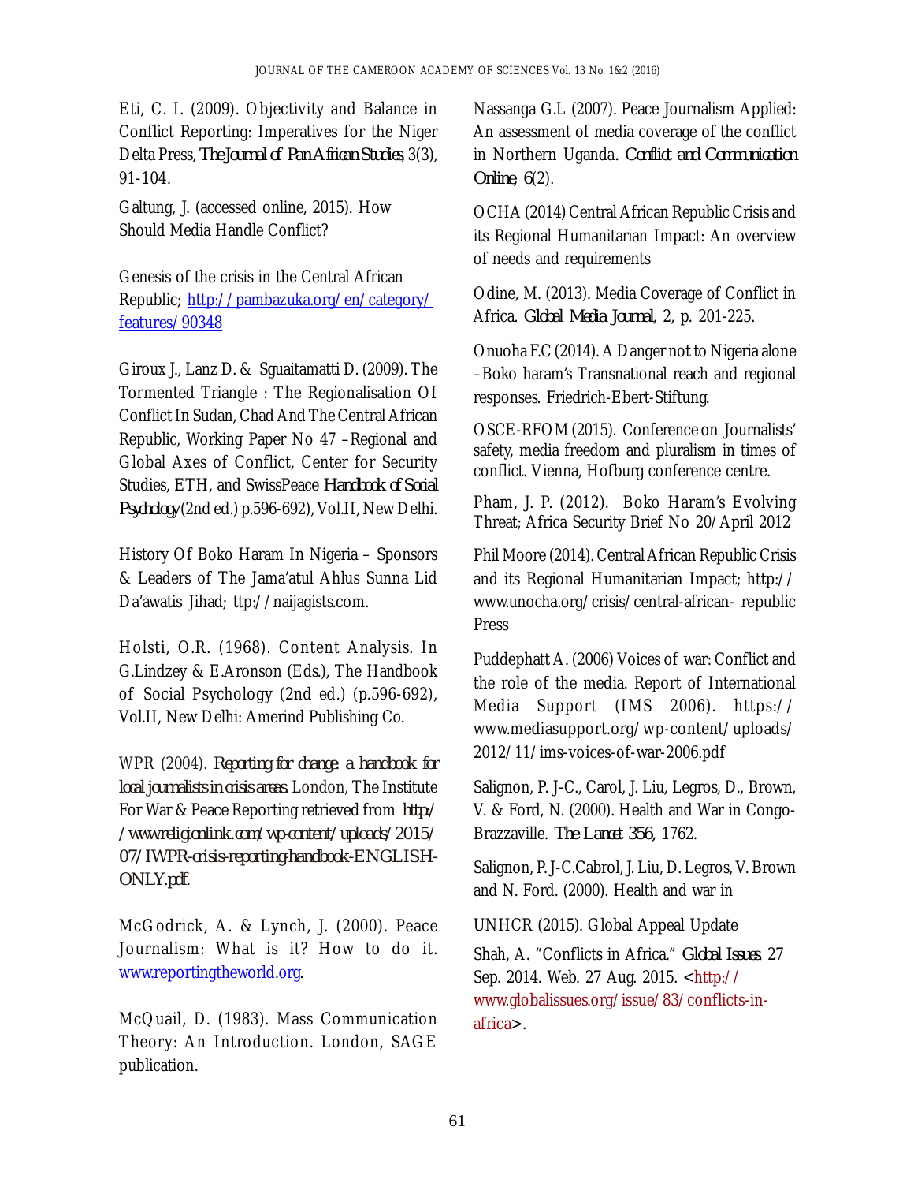Eti, C. I. (2009). Objectivity and Balance in Conflict Reporting: Imperatives for the Niger Delta Press, *The Journal of Pan African Studies*, 3(3), 91-104.

Galtung, J. (accessed online, 2015). How Should Media Handle Conflict?

Genesis of the crisis in the Central African Republic; [http://pambazuka.org/en/category/features/90348](http://pambazuka.org/en/category/features/90348)

Giroux J., Lanz D. & Sguaitamatti D. (2009). The Tormented Triangle : The Regionalisation Of Conflict In Sudan, Chad And The Central African Republic, Working Paper No 47 –Regional and Global Axes of Conflict, Center for Security Studies, ETH, and SwissPeace *Handbook of Social Psychology* (2nd ed.) p.596-692), Vol.II, New Delhi.

History Of Boko Haram In Nigeria – Sponsors & Leaders of The Jama'atul Ahlus Sunna Lid Da'awatis Jihad; ttp://naijagists.com.

Holsti, O.R. (1968). Content Analysis. In G.Lindzey & E.Aronson (Eds.), The Handbook of Social Psychology (2nd ed.) (p.596-692), Vol.II, New Delhi: Amerind Publishing Co.

WPR (2004). *Reporting for change: a handbook for local journalists in crisis areas.* London, The Institute For War & Peace Reporting retrieved from *http://www.religionlink.com/wp-content/uploads/2015/07/IWPR-crisis-reporting-handbook-ENGLISH-ONLY.pdf.*

McGodrick, A. & Lynch, J. (2000). Peace Journalism: What is it? How to do it. [www.reportingtheworld.org](www.reportingtheworld.org).

McQuail, D. (1983). Mass Communication Theory: An Introduction. London, SAGE publication.

Nassanga G.L (2007). Peace Journalism Applied: An assessment of media coverage of the conflict in Northern Uganda. *Conflict and Communication Online, 6*(2).

OCHA (2014) Central African Republic Crisis and its Regional Humanitarian Impact: An overview of needs and requirements

Odine, M. (2013). Media Coverage of Conflict in Africa. *Global Media Journal*, 2, p. 201-225.

Onuoha F.C (2014). A Danger not to Nigeria alone –Boko haram's Transnational reach and regional responses. Friedrich-Ebert-Stiftung.

OSCE-RFOM (2015). Conference on Journalists' safety, media freedom and pluralism in times of conflict. Vienna, Hofburg conference centre.

Pham, J. P. (2012). Boko Haram's Evolving Threat; Africa Security Brief No 20/April 2012

Phil Moore (2014). Central African Republic Crisis and its Regional Humanitarian Impact; http://www.unocha.org/crisis/central-african- republic Press

Puddephatt A. (2006) Voices of war: Conflict and the role of the media. Report of International Media Support (IMS 2006). https://www.mediasupport.org/wp-content/uploads/2012/11/ims-voices-of-war-2006.pdf

Salignon, P. J-C., Carol, J. Liu, Legros, D., Brown, V. & Ford, N. (2000). Health and War in Congo-Brazzaville. *The Lancet 356*, 1762.

Salignon, P. J-C.Cabrol, J. Liu, D. Legros, V. Brown and N. Ford. (2000). Health and war in

UNHCR (2015). Global Appeal Update

Shah, A. "Conflicts in Africa." *Global Issues.* 27 Sep. 2014. Web. 27 Aug. 2015. <[http://www.globalissues.org/issue/83/conflicts-in-africa](http://www.globalissues.org/issue/83/conflicts-in-africa)>.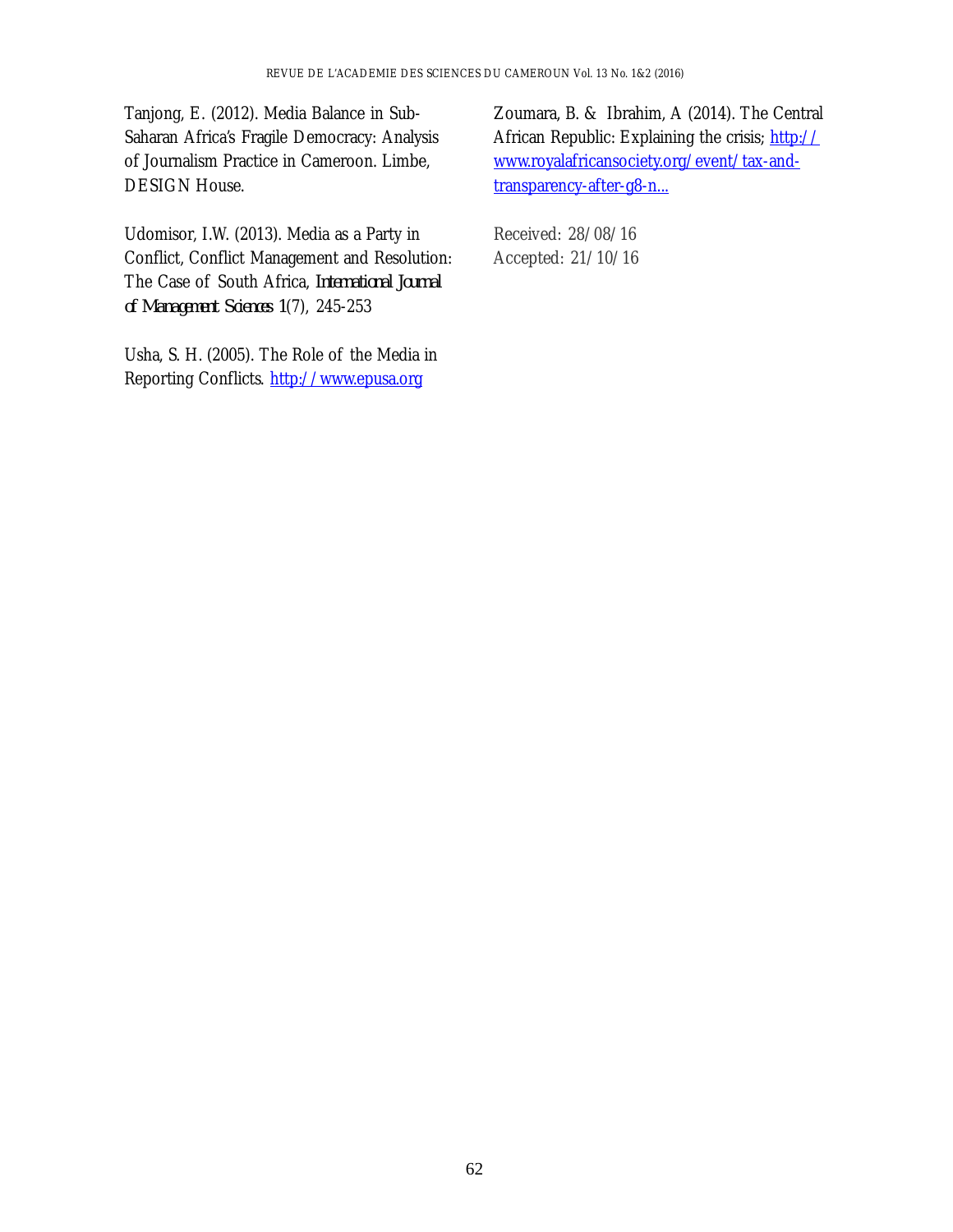Tanjong, E. (2012). Media Balance in Sub-Saharan Africa's Fragile Democracy: Analysis of Journalism Practice in Cameroon. Limbe, DESIGN House.

Udomisor, I.W. (2013). Media as a Party in Conflict, Conflict Management and Resolution: The Case of South Africa, *International Journal of Management Sciences* 1(7), 245-253

Usha, S. H. (2005). The Role of the Media in Reporting Conflicts. http://www.epusa.org

Zoumara, B. & Ibrahim, A (2014). The Central African Republic: Explaining the crisis; http://www.royalafricansociety.org/event/tax-and-transparency-after-g8-n...

Received: 28/08/16
Accepted: 21/10/16